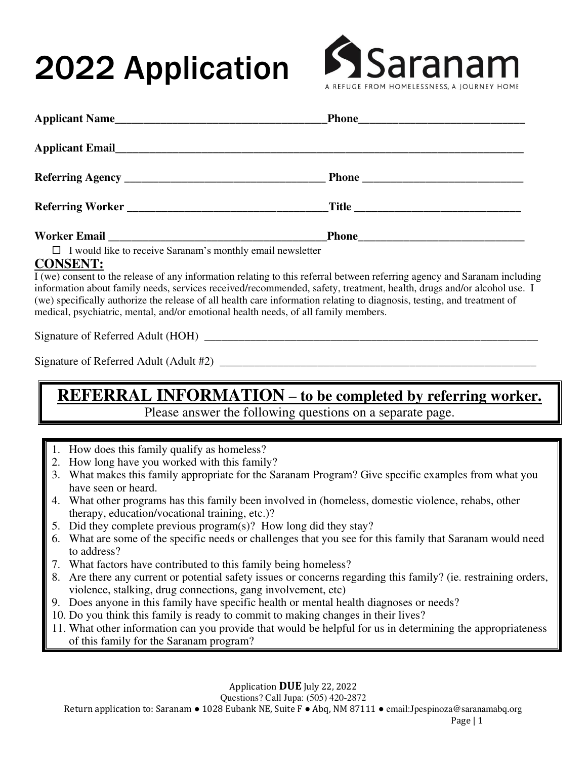# 2022 Application

**Saranam**
A REFUGE FROM HOMELESSNESS, A JOURNEY HOME

**Applicant Name**______________________________________**Phone**______________________________

**Applicant Email**______________________________________________________________________________

**Referring Agency** ___________________________________ **Phone** ____________________________

**Referring Worker** ___________________________________**Title** _____________________________

**Worker Email** ________________________________________**Phone**______________________________

☐ I would like to receive Saranam's monthly email newsletter

## CONSENT:

I (we) consent to the release of any information relating to this referral between referring agency and Saranam including information about family needs, services received/recommended, safety, treatment, health, drugs and/or alcohol use. I (we) specifically authorize the release of all health care information relating to diagnosis, testing, and treatment of medical, psychiatric, mental, and/or emotional health needs, of all family members.

Signature of Referred Adult (HOH) _______________________________________________________________

Signature of Referred Adult (Adult #2) ___________________________________________________________

## REFERRAL INFORMATION – to be completed by referring worker.

Please answer the following questions on a separate page.

1. How does this family qualify as homeless?
2. How long have you worked with this family?
3. What makes this family appropriate for the Saranam Program? Give specific examples from what you have seen or heard.
4. What other programs has this family been involved in (homeless, domestic violence, rehabs, other therapy, education/vocational training, etc.)?
5. Did they complete previous program(s)? How long did they stay?
6. What are some of the specific needs or challenges that you see for this family that Saranam would need to address?
7. What factors have contributed to this family being homeless?
8. Are there any current or potential safety issues or concerns regarding this family? (ie. restraining orders, violence, stalking, drug connections, gang involvement, etc)
9. Does anyone in this family have specific health or mental health diagnoses or needs?
10. Do you think this family is ready to commit to making changes in their lives?
11. What other information can you provide that would be helpful for us in determining the appropriateness of this family for the Saranam program?

Application **DUE** July 22, 2022
Questions? Call Jupa: (505) 420-2872
Return application to: Saranam ● 1028 Eubank NE, Suite F ● Abq, NM 87111 ● email:Jpespinoza@saranamabq.org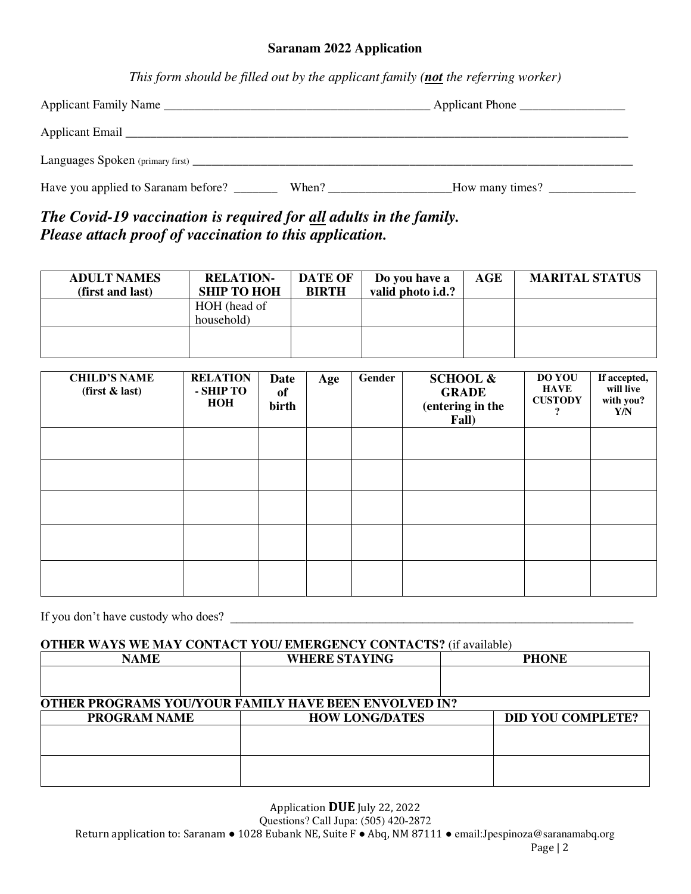**Saranam 2022 Application**

*This form should be filled out by the applicant family (**not** the referring worker)*

Applicant Family Name ___________________________________________ Applicant Phone _________________

Applicant Email ____________________________________________________________________________________

Languages Spoken (primary first) ________________________________________________________________

Have you applied to Saranam before? _______ When? ___________________ How many times? ______________

***The Covid-19 vaccination is required for all adults in the family. Please attach proof of vaccination to this application.***

| ADULT NAMES (first and last) | RELATION-SHIP TO HOH | DATE OF BIRTH | Do you have a valid photo i.d.? | AGE | MARITAL STATUS |
|---|---|---|---|---|---|
| | HOH (head of household) | | | | |
| | | | | | |

| CHILD'S NAME (first & last) | RELATION - SHIP TO HOH | Date of birth | Age | Gender | SCHOOL & GRADE (entering in the Fall) | DO YOU HAVE CUSTODY ? | If accepted, will live with you? Y/N |
|---|---|---|---|---|---|---|---|
| | | | | | | | |
| | | | | | | | |
| | | | | | | | |
| | | | | | | | |
| | | | | | | | |

If you don't have custody who does? ______________________________________________________________

**OTHER WAYS WE MAY CONTACT YOU/ EMERGENCY CONTACTS?** (if available)

| NAME | WHERE STAYING | PHONE |
|---|---|---|
| | | |

**OTHER PROGRAMS YOU/YOUR FAMILY HAVE BEEN ENVOLVED IN?**

| PROGRAM NAME | HOW LONG/DATES | DID YOU COMPLETE? |
|---|---|---|
| | | |
| | | |

Application **DUE** July 22, 2022
Questions? Call Jupa: (505) 420-2872
Return application to: Saranam ● 1028 Eubank NE, Suite F ● Abq, NM 87111 ● email:Jpespinoza@saranamabq.org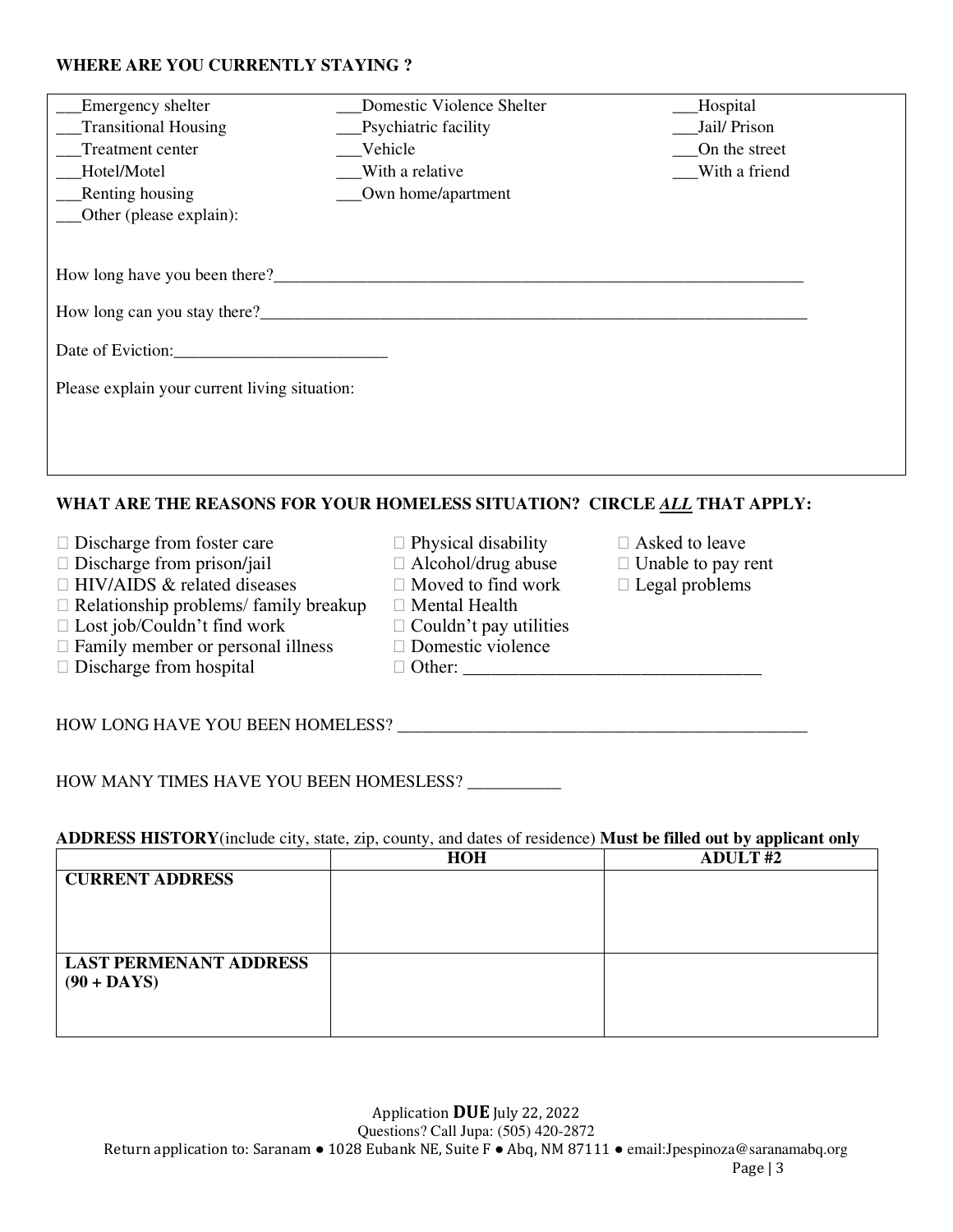**WHERE ARE YOU CURRENTLY STAYING ?**

___Emergency shelter
___Transitional Housing
___Treatment center
___Hotel/Motel
___Renting housing
___Other (please explain):
___Domestic Violence Shelter
___Psychiatric facility
___Vehicle
___With a relative
___Own home/apartment
___Hospital
___Jail/ Prison
___On the street
___With a friend

How long have you been there?_______________________________________________________________

How long can you stay there?_________________________________________________________________

Date of Eviction:_________________________

Please explain your current living situation:

**WHAT ARE THE REASONS FOR YOUR HOMELESS SITUATION? CIRCLE _ALL_ THAT APPLY:**

- ☐ Discharge from foster care
- ☐ Discharge from prison/jail
- ☐ HIV/AIDS & related diseases
- ☐ Relationship problems/ family breakup
- ☐ Lost job/Couldn't find work
- ☐ Family member or personal illness
- ☐ Discharge from hospital
- ☐ Physical disability
- ☐ Alcohol/drug abuse
- ☐ Moved to find work
- ☐ Mental Health
- ☐ Couldn't pay utilities
- ☐ Domestic violence
- ☐ Other: _________________________________
- ☐ Asked to leave
- ☐ Unable to pay rent
- ☐ Legal problems

HOW LONG HAVE YOU BEEN HOMELESS? _________________________________________________

HOW MANY TIMES HAVE YOU BEEN HOMESLESS? ___________

**ADDRESS HISTORY**(include city, state, zip, county, and dates of residence) **Must be filled out by applicant only**

| | **HOH** | **ADULT #2** |
|---|---|---|
| **CURRENT ADDRESS** | | |
| **LAST PERMENANT ADDRESS (90 + DAYS)** | | |

Application **DUE** July 22, 2022
Questions? Call Jupa: (505) 420-2872
Return application to: Saranam ● 1028 Eubank NE, Suite F ● Abq, NM 87111 ● email:Jpespinoza@saranamabq.org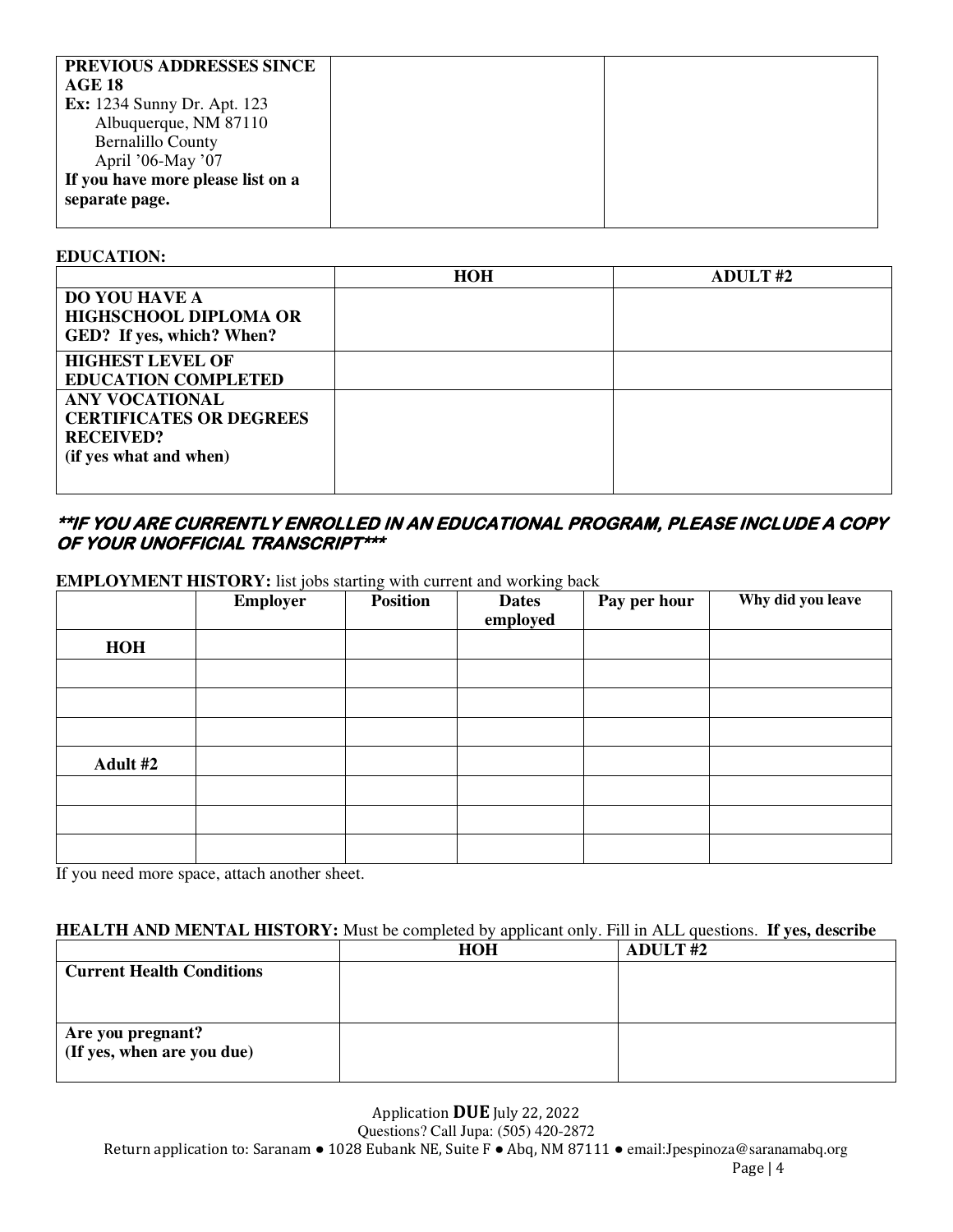| **PREVIOUS ADDRESSES SINCE AGE 18**<br>**Ex:** 1234 Sunny Dr. Apt. 123<br>Albuquerque, NM 87110<br>Bernalillo County<br>April '06-May '07<br>**If you have more please list on a separate page.** | | |
|---|---|---|

**EDUCATION:**

| | **HOH** | **ADULT #2** |
|---|---|---|
| **DO YOU HAVE A HIGHSCHOOL DIPLOMA OR GED? If yes, which? When?** | | |
| **HIGHEST LEVEL OF EDUCATION COMPLETED** | | |
| **ANY VOCATIONAL CERTIFICATES OR DEGREES RECEIVED? (if yes what and when)** | | |

***\*\*IF YOU ARE CURRENTLY ENROLLED IN AN EDUCATIONAL PROGRAM, PLEASE INCLUDE A COPY OF YOUR UNOFFICIAL TRANSCRIPT\*\*\****

**EMPLOYMENT HISTORY:** list jobs starting with current and working back

| | **Employer** | **Position** | **Dates employed** | **Pay per hour** | **Why did you leave** |
|---|---|---|---|---|---|
| **HOH** | | | | | |
| | | | | | |
| | | | | | |
| | | | | | |
| **Adult #2** | | | | | |
| | | | | | |
| | | | | | |
| | | | | | |

If you need more space, attach another sheet.

**HEALTH AND MENTAL HISTORY:** Must be completed by applicant only. Fill in ALL questions. **If yes, describe**

| | **HOH** | **ADULT #2** |
|---|---|---|
| **Current Health Conditions** | | |
| **Are you pregnant? (If yes, when are you due)** | | |

Application **DUE** July 22, 2022
Questions? Call Jupa: (505) 420-2872
Return application to: Saranam ● 1028 Eubank NE, Suite F ● Abq, NM 87111 ● email:Jpespinoza@saranamabq.org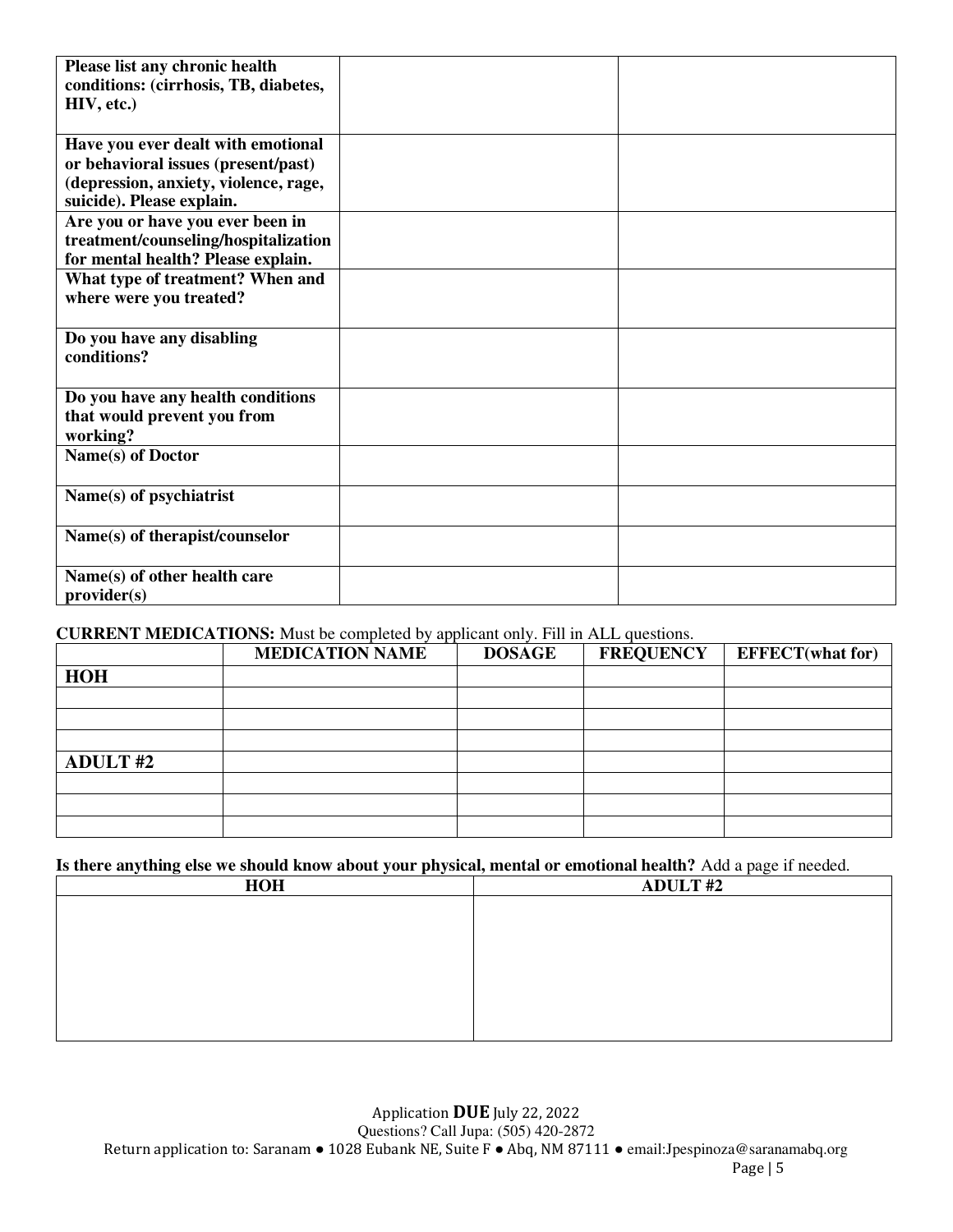| | | |
|---|---|---|
| **Please list any chronic health conditions: (cirrhosis, TB, diabetes, HIV, etc.)** | | |
| **Have you ever dealt with emotional or behavioral issues (present/past) (depression, anxiety, violence, rage, suicide). Please explain.** | | |
| **Are you or have you ever been in treatment/counseling/hospitalization for mental health? Please explain.** | | |
| **What type of treatment? When and where were you treated?** | | |
| **Do you have any disabling conditions?** | | |
| **Do you have any health conditions that would prevent you from working?** | | |
| **Name(s) of Doctor** | | |
| **Name(s) of psychiatrist** | | |
| **Name(s) of therapist/counselor** | | |
| **Name(s) of other health care provider(s)** | | |

**CURRENT MEDICATIONS:** Must be completed by applicant only. Fill in ALL questions.

| | MEDICATION NAME | DOSAGE | FREQUENCY | EFFECT(what for) |
|---|---|---|---|---|
| **HOH** | | | | |
| | | | | |
| | | | | |
| | | | | |
| **ADULT #2** | | | | |
| | | | | |
| | | | | |
| | | | | |

**Is there anything else we should know about your physical, mental or emotional health?** Add a page if needed.

| HOH | ADULT #2 |
|---|---|
| | |

Application **DUE** July 22, 2022
Questions? Call Jupa: (505) 420-2872
Return application to: Saranam ● 1028 Eubank NE, Suite F ● Abq, NM 87111 ● email:Jpespinoza@saranamabq.org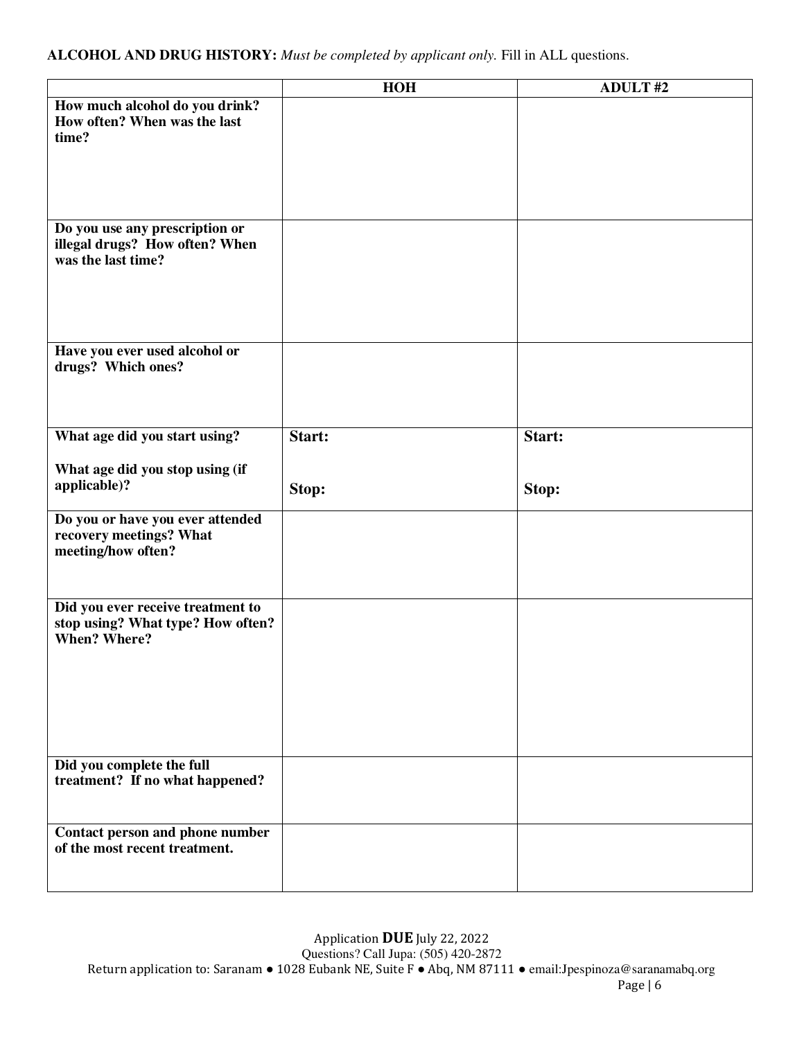**ALCOHOL AND DRUG HISTORY:** *Must be completed by applicant only.* Fill in ALL questions.

| | HOH | ADULT #2 |
|---|---|---|
| **How much alcohol do you drink? How often? When was the last time?** | | |
| **Do you use any prescription or illegal drugs? How often? When was the last time?** | | |
| **Have you ever used alcohol or drugs? Which ones?** | | |
| **What age did you start using?**<br><br>**What age did you stop using (if applicable)?** | **Start:**<br><br>**Stop:** | **Start:**<br><br>**Stop:** |
| **Do you or have you ever attended recovery meetings? What meeting/how often?** | | |
| **Did you ever receive treatment to stop using? What type? How often? When? Where?** | | |
| **Did you complete the full treatment? If no what happened?** | | |
| **Contact person and phone number of the most recent treatment.** | | |

Application **DUE** July 22, 2022
Questions? Call Jupa: (505) 420-2872
Return application to: Saranam ● 1028 Eubank NE, Suite F ● Abq, NM 87111 ● email:Jpespinoza@saranamabq.org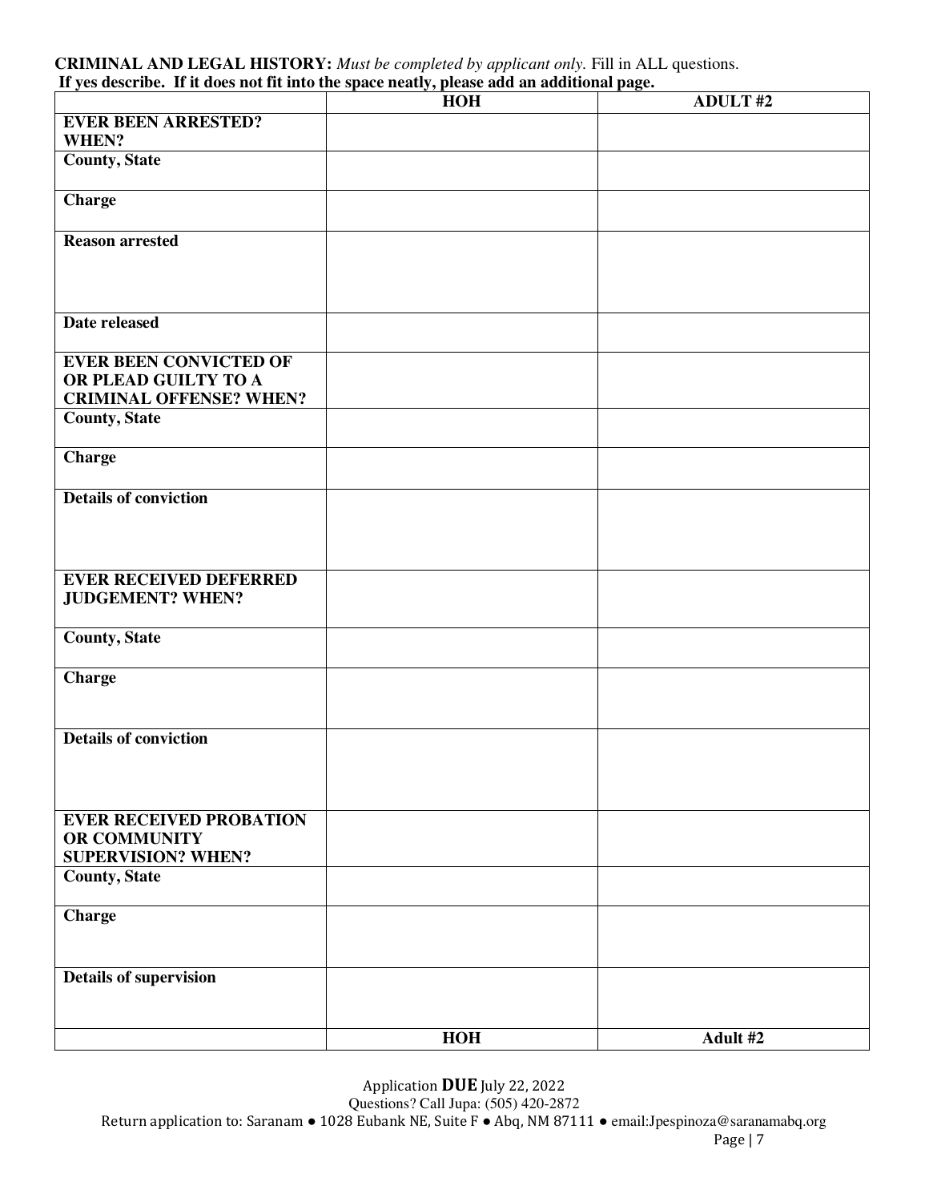**CRIMINAL AND LEGAL HISTORY:** *Must be completed by applicant only.* Fill in ALL questions.
**If yes describe. If it does not fit into the space neatly, please add an additional page.**

| | HOH | ADULT #2 |
|---|---|---|
| **EVER BEEN ARRESTED? WHEN?** | | |
| **County, State** | | |
| **Charge** | | |
| **Reason arrested** | | |
| **Date released** | | |
| **EVER BEEN CONVICTED OF OR PLEAD GUILTY TO A CRIMINAL OFFENSE? WHEN?** | | |
| **County, State** | | |
| **Charge** | | |
| **Details of conviction** | | |
| **EVER RECEIVED DEFERRED JUDGEMENT? WHEN?** | | |
| **County, State** | | |
| **Charge** | | |
| **Details of conviction** | | |
| **EVER RECEIVED PROBATION OR COMMUNITY SUPERVISION? WHEN?** | | |
| **County, State** | | |
| **Charge** | | |
| **Details of supervision** | | |
| | **HOH** | **Adult #2** |

Application **DUE** July 22, 2022
Questions? Call Jupa: (505) 420-2872
Return application to: Saranam ● 1028 Eubank NE, Suite F ● Abq, NM 87111 ● email:Jpespinoza@saranamabq.org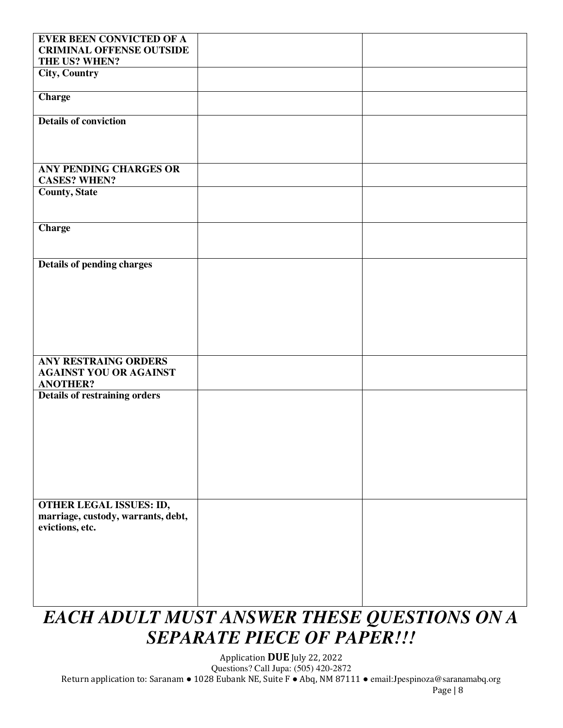| **EVER BEEN CONVICTED OF A CRIMINAL OFFENSE OUTSIDE THE US? WHEN?** | | |
|---|---|---|
| **City, Country** | | |
| **Charge** | | |
| **Details of conviction** | | |
| **ANY PENDING CHARGES OR CASES? WHEN?** | | |
| **County, State** | | |
| **Charge** | | |
| **Details of pending charges** | | |
| **ANY RESTRAING ORDERS AGAINST YOU OR AGAINST ANOTHER?** | | |
| **Details of restraining orders** | | |
| **OTHER LEGAL ISSUES: ID, marriage, custody, warrants, debt, evictions, etc.** | | |

# *EACH ADULT MUST ANSWER THESE QUESTIONS ON A SEPARATE PIECE OF PAPER!!!*

Application **DUE** July 22, 2022

Questions? Call Jupa: (505) 420-2872

Return application to: Saranam ● 1028 Eubank NE, Suite F ● Abq, NM 87111 ● email:Jpespinoza@saranamabq.org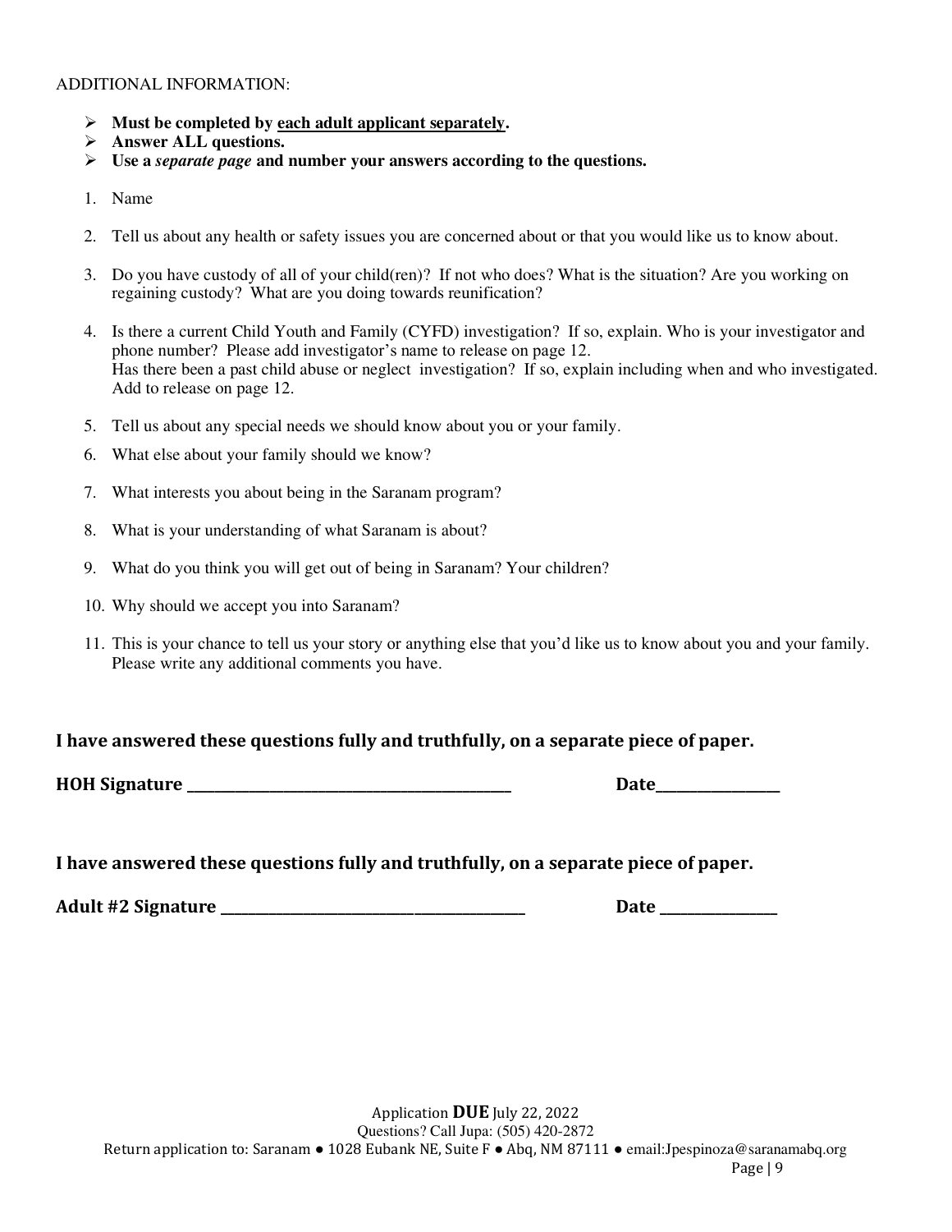ADDITIONAL INFORMATION:

- **Must be completed by <u>each adult applicant separately</u>.**
- **Answer ALL questions.**
- **Use a *separate page* and number your answers according to the questions.**

1. Name
2. Tell us about any health or safety issues you are concerned about or that you would like us to know about.
3. Do you have custody of all of your child(ren)? If not who does? What is the situation? Are you working on regaining custody? What are you doing towards reunification?
4. Is there a current Child Youth and Family (CYFD) investigation? If so, explain. Who is your investigator and phone number? Please add investigator's name to release on page 12.
   Has there been a past child abuse or neglect investigation? If so, explain including when and who investigated. Add to release on page 12.
5. Tell us about any special needs we should know about you or your family.
6. What else about your family should we know?
7. What interests you about being in the Saranam program?
8. What is your understanding of what Saranam is about?
9. What do you think you will get out of being in Saranam? Your children?
10. Why should we accept you into Saranam?
11. This is your chance to tell us your story or anything else that you'd like us to know about you and your family. Please write any additional comments you have.

**I have answered these questions fully and truthfully, on a separate piece of paper.**

**HOH Signature** ________________________________________ **Date**_______________

**I have answered these questions fully and truthfully, on a separate piece of paper.**

**Adult #2 Signature** ______________________________________ **Date** ______________

Application **DUE** July 22, 2022
Questions? Call Jupa: (505) 420-2872
Return application to: Saranam ● 1028 Eubank NE, Suite F ● Abq, NM 87111 ● email:Jpespinoza@saranamabq.org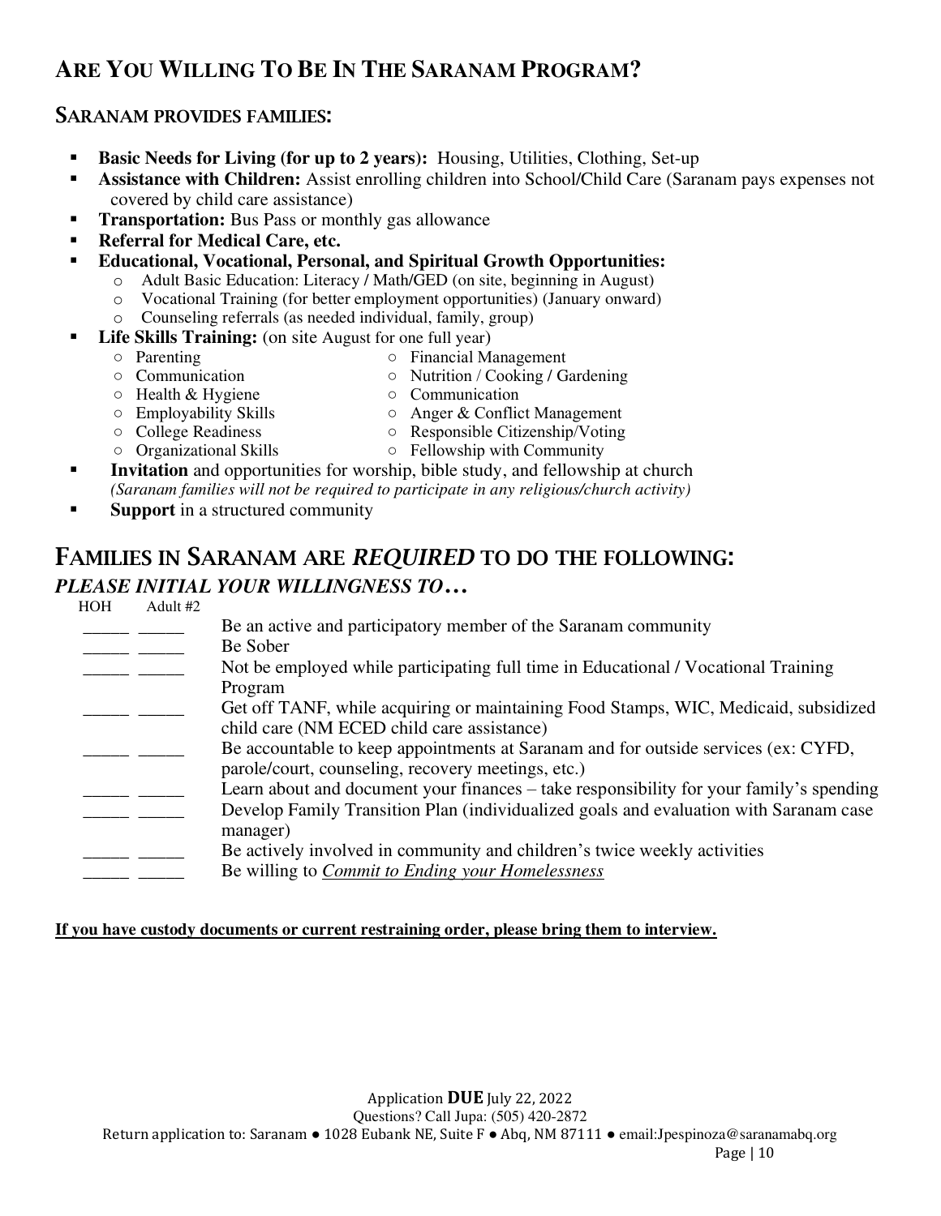## Are You Willing To Be In The Saranam Program?

### Saranam provides families:

- **Basic Needs for Living (for up to 2 years):** Housing, Utilities, Clothing, Set-up
- **Assistance with Children:** Assist enrolling children into School/Child Care (Saranam pays expenses not covered by child care assistance)
- **Transportation:** Bus Pass or monthly gas allowance
- **Referral for Medical Care, etc.**
- **Educational, Vocational, Personal, and Spiritual Growth Opportunities:**
  - Adult Basic Education: Literacy / Math/GED (on site, beginning in August)
  - Vocational Training (for better employment opportunities) (January onward)
  - Counseling referrals (as needed individual, family, group)
- **Life Skills Training:** (on site August for one full year)
  - Parenting
  - Communication
  - Health & Hygiene
  - Employability Skills
  - College Readiness
  - Organizational Skills
  - Financial Management
  - Nutrition / Cooking / Gardening
  - Communication
  - Anger & Conflict Management
  - Responsible Citizenship/Voting
  - Fellowship with Community
- **Invitation** and opportunities for worship, bible study, and fellowship at church *(Saranam families will not be required to participate in any religious/church activity)*
- **Support** in a structured community

## Families in Saranam are *REQUIRED* to do the following:

### *PLEASE INITIAL YOUR WILLINGNESS TO…*

| HOH | Adult #2 | |
|---|---|---|
| _____ | _____ | Be an active and participatory member of the Saranam community |
| _____ | _____ | Be Sober |
| _____ | _____ | Not be employed while participating full time in Educational / Vocational Training Program |
| _____ | _____ | Get off TANF, while acquiring or maintaining Food Stamps, WIC, Medicaid, subsidized child care (NM ECED child care assistance) |
| _____ | _____ | Be accountable to keep appointments at Saranam and for outside services (ex: CYFD, parole/court, counseling, recovery meetings, etc.) |
| _____ | _____ | Learn about and document your finances – take responsibility for your family's spending |
| _____ | _____ | Develop Family Transition Plan (individualized goals and evaluation with Saranam case manager) |
| _____ | _____ | Be actively involved in community and children's twice weekly activities |
| _____ | _____ | Be willing to *Commit to Ending your Homelessness* |

**If you have custody documents or current restraining order, please bring them to interview.**

Application **DUE** July 22, 2022

Questions? Call Jupa: (505) 420-2872

Return application to: Saranam ● 1028 Eubank NE, Suite F ● Abq, NM 87111 ● email:Jpespinoza@saranamabq.org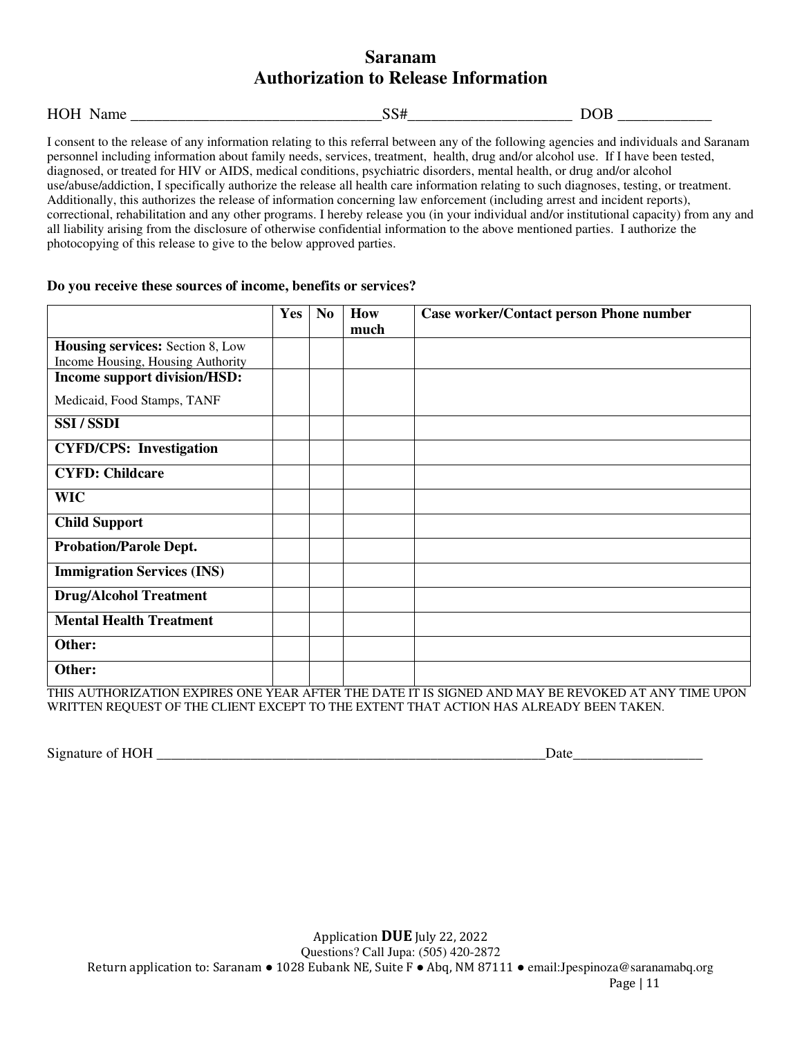# Saranam
## Authorization to Release Information

HOH Name _________________________________SS#______________________ DOB ____________

I consent to the release of any information relating to this referral between any of the following agencies and individuals and Saranam personnel including information about family needs, services, treatment, health, drug and/or alcohol use. If I have been tested, diagnosed, or treated for HIV or AIDS, medical conditions, psychiatric disorders, mental health, or drug and/or alcohol use/abuse/addiction, I specifically authorize the release all health care information relating to such diagnoses, testing, or treatment. Additionally, this authorizes the release of information concerning law enforcement (including arrest and incident reports), correctional, rehabilitation and any other programs. I hereby release you (in your individual and/or institutional capacity) from any and all liability arising from the disclosure of otherwise confidential information to the above mentioned parties. I authorize the photocopying of this release to give to the below approved parties.

**Do you receive these sources of income, benefits or services?**

| | Yes | No | How much | Case worker/Contact person Phone number |
|---|---|---|---|---|
| **Housing services:** Section 8, Low Income Housing, Housing Authority | | | | |
| **Income support division/HSD:** Medicaid, Food Stamps, TANF | | | | |
| **SSI / SSDI** | | | | |
| **CYFD/CPS: Investigation** | | | | |
| **CYFD: Childcare** | | | | |
| **WIC** | | | | |
| **Child Support** | | | | |
| **Probation/Parole Dept.** | | | | |
| **Immigration Services (INS)** | | | | |
| **Drug/Alcohol Treatment** | | | | |
| **Mental Health Treatment** | | | | |
| **Other:** | | | | |
| **Other:** | | | | |

THIS AUTHORIZATION EXPIRES ONE YEAR AFTER THE DATE IT IS SIGNED AND MAY BE REVOKED AT ANY TIME UPON WRITTEN REQUEST OF THE CLIENT EXCEPT TO THE EXTENT THAT ACTION HAS ALREADY BEEN TAKEN.

Signature of HOH _________________________________________________________Date__________________

Application **DUE** July 22, 2022
Questions? Call Jupa: (505) 420-2872
Return application to: Saranam ● 1028 Eubank NE, Suite F ● Abq, NM 87111 ● email:Jpespinoza@saranamabq.org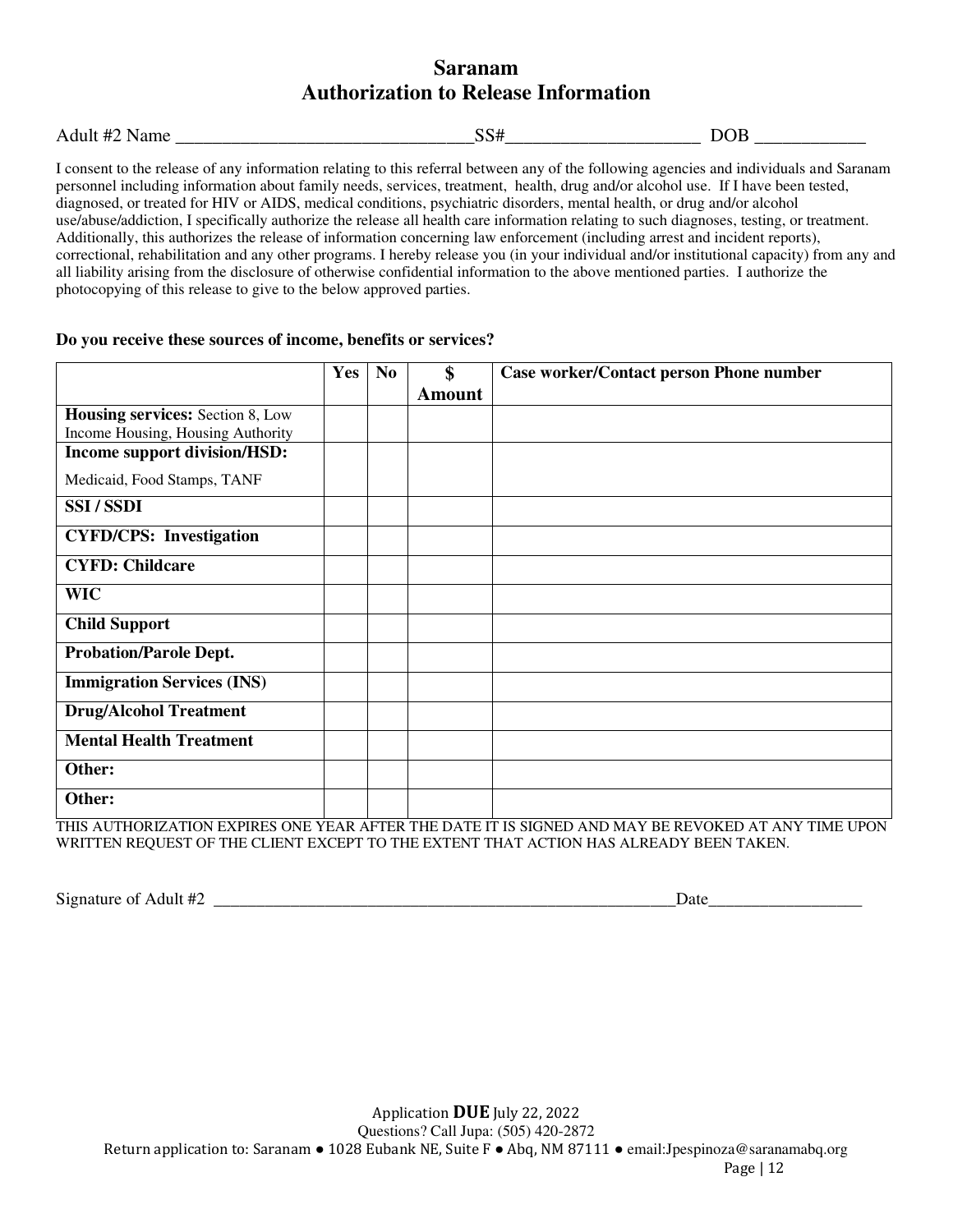# Saranam
## Authorization to Release Information

Adult #2 Name ________________________________SS#_____________________ DOB ____________

I consent to the release of any information relating to this referral between any of the following agencies and individuals and Saranam personnel including information about family needs, services, treatment, health, drug and/or alcohol use. If I have been tested, diagnosed, or treated for HIV or AIDS, medical conditions, psychiatric disorders, mental health, or drug and/or alcohol use/abuse/addiction, I specifically authorize the release all health care information relating to such diagnoses, testing, or treatment. Additionally, this authorizes the release of information concerning law enforcement (including arrest and incident reports), correctional, rehabilitation and any other programs. I hereby release you (in your individual and/or institutional capacity) from any and all liability arising from the disclosure of otherwise confidential information to the above mentioned parties. I authorize the photocopying of this release to give to the below approved parties.

**Do you receive these sources of income, benefits or services?**

| | Yes | No | $ Amount | Case worker/Contact person Phone number |
|---|---|---|---|---|
| **Housing services:** Section 8, Low Income Housing, Housing Authority | | | | |
| **Income support division/HSD:** Medicaid, Food Stamps, TANF | | | | |
| **SSI / SSDI** | | | | |
| **CYFD/CPS: Investigation** | | | | |
| **CYFD: Childcare** | | | | |
| **WIC** | | | | |
| **Child Support** | | | | |
| **Probation/Parole Dept.** | | | | |
| **Immigration Services (INS)** | | | | |
| **Drug/Alcohol Treatment** | | | | |
| **Mental Health Treatment** | | | | |
| **Other:** | | | | |
| **Other:** | | | | |

THIS AUTHORIZATION EXPIRES ONE YEAR AFTER THE DATE IT IS SIGNED AND MAY BE REVOKED AT ANY TIME UPON WRITTEN REQUEST OF THE CLIENT EXCEPT TO THE EXTENT THAT ACTION HAS ALREADY BEEN TAKEN.

Signature of Adult #2 ________________________________________________________Date__________________

Application **DUE** July 22, 2022
Questions? Call Jupa: (505) 420-2872
Return application to: Saranam ● 1028 Eubank NE, Suite F ● Abq, NM 87111 ● email:Jpespinoza@saranamabq.org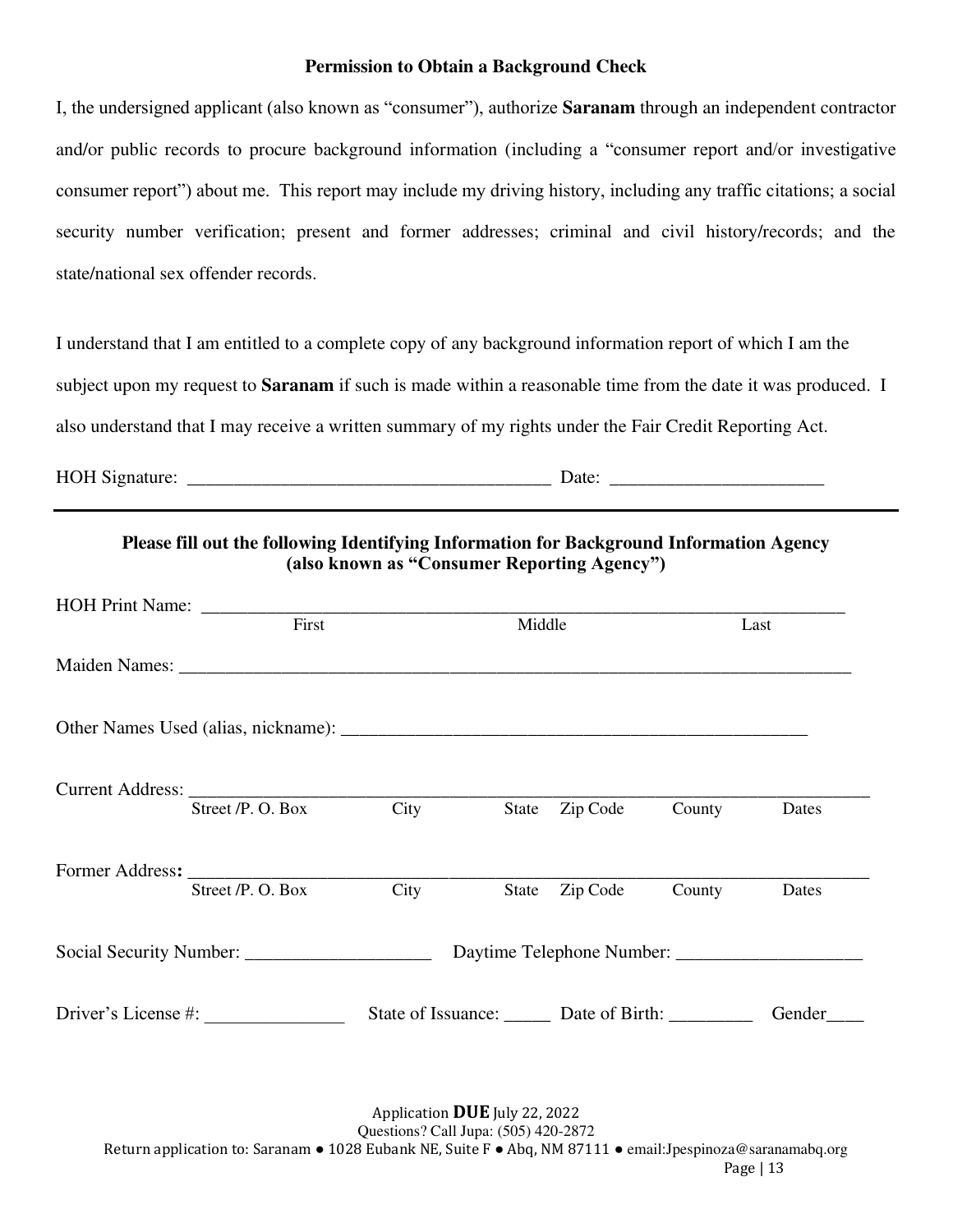### Permission to Obtain a Background Check

I, the undersigned applicant (also known as "consumer"), authorize **Saranam** through an independent contractor and/or public records to procure background information (including a "consumer report and/or investigative consumer report") about me. This report may include my driving history, including any traffic citations; a social security number verification; present and former addresses; criminal and civil history/records; and the state/national sex offender records.

I understand that I am entitled to a complete copy of any background information report of which I am the subject upon my request to **Saranam** if such is made within a reasonable time from the date it was produced. I also understand that I may receive a written summary of my rights under the Fair Credit Reporting Act.

HOH Signature: _______________________________________ Date: ______________________

---

### Please fill out the following Identifying Information for Background Information Agency (also known as "Consumer Reporting Agency")

HOH Print Name: ___________________________________________________________________
First Middle Last

Maiden Names: ______________________________________________________________________

Other Names Used (alias, nickname): __________________________________________________

Current Address: ____________________________________________________________________
Street /P. O. Box City State Zip Code County Dates

Former Address: ____________________________________________________________________
Street /P. O. Box City State Zip Code County Dates

Social Security Number: ____________________ Daytime Telephone Number: ____________________

Driver's License #: _______________ State of Issuance: _____ Date of Birth: _________ Gender____

Application **DUE** July 22, 2022
Questions? Call Jupa: (505) 420-2872
Return application to: Saranam ● 1028 Eubank NE, Suite F ● Abq, NM 87111 ● email:Jpespinoza@saranamabq.org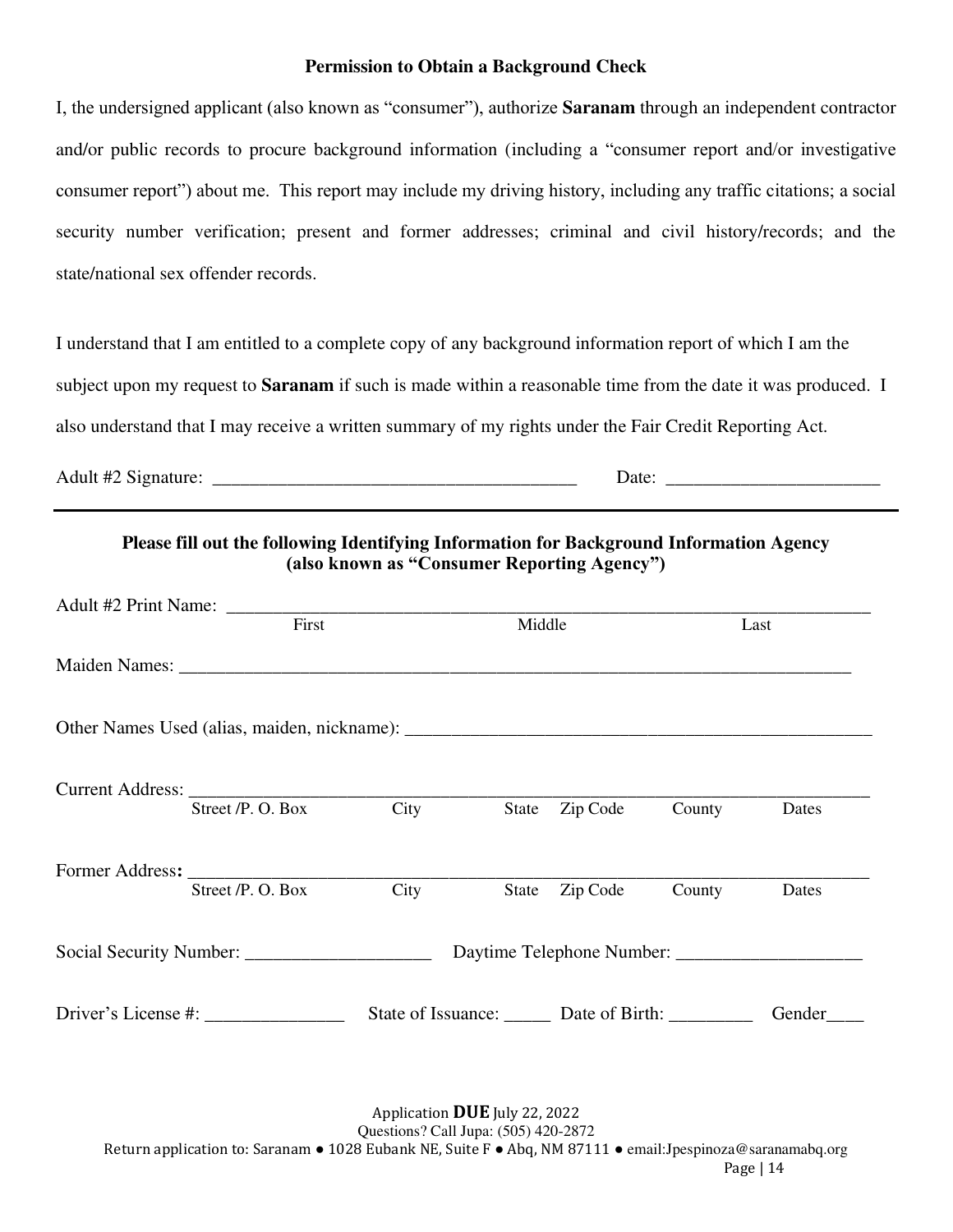**Permission to Obtain a Background Check**

I, the undersigned applicant (also known as "consumer"), authorize **Saranam** through an independent contractor and/or public records to procure background information (including a "consumer report and/or investigative consumer report") about me. This report may include my driving history, including any traffic citations; a social security number verification; present and former addresses; criminal and civil history/records; and the state/national sex offender records.

I understand that I am entitled to a complete copy of any background information report of which I am the subject upon my request to **Saranam** if such is made within a reasonable time from the date it was produced. I also understand that I may receive a written summary of my rights under the Fair Credit Reporting Act.

Adult #2 Signature: ________________________________________ Date: _______________________

---

**Please fill out the following Identifying Information for Background Information Agency (also known as "Consumer Reporting Agency")**

Adult #2 Print Name: ______________________________________________________________________
First Middle Last

Maiden Names: ___________________________________________________________________________

Other Names Used (alias, maiden, nickname): ___________________________________________________

Current Address: __________________________________________________________________________
Street /P. O. Box City State Zip Code County Dates

Former Address**:** __________________________________________________________________________
Street /P. O. Box City State Zip Code County Dates

Social Security Number: ____________________ Daytime Telephone Number: ____________________

Driver's License #: _______________ State of Issuance: _____ Date of Birth: _________ Gender____

Application **DUE** July 22, 2022
Questions? Call Jupa: (505) 420-2872
Return application to: Saranam ● 1028 Eubank NE, Suite F ● Abq, NM 87111 ● email:Jpespinoza@saranamabq.org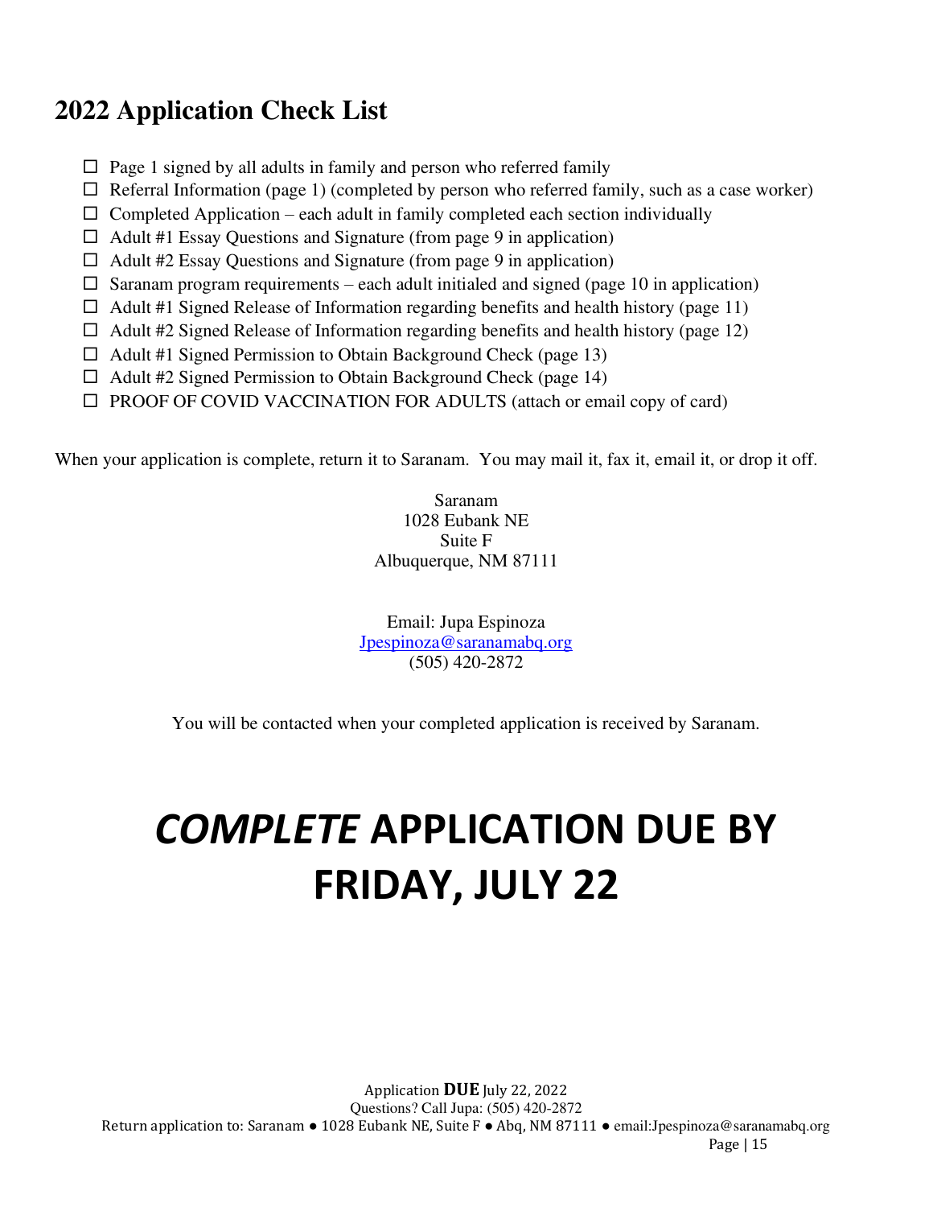## 2022 Application Check List

- ☐ Page 1 signed by all adults in family and person who referred family
- ☐ Referral Information (page 1) (completed by person who referred family, such as a case worker)
- ☐ Completed Application – each adult in family completed each section individually
- ☐ Adult #1 Essay Questions and Signature (from page 9 in application)
- ☐ Adult #2 Essay Questions and Signature (from page 9 in application)
- ☐ Saranam program requirements – each adult initialed and signed (page 10 in application)
- ☐ Adult #1 Signed Release of Information regarding benefits and health history (page 11)
- ☐ Adult #2 Signed Release of Information regarding benefits and health history (page 12)
- ☐ Adult #1 Signed Permission to Obtain Background Check (page 13)
- ☐ Adult #2 Signed Permission to Obtain Background Check (page 14)
- ☐ PROOF OF COVID VACCINATION FOR ADULTS (attach or email copy of card)

When your application is complete, return it to Saranam. You may mail it, fax it, email it, or drop it off.

Saranam
1028 Eubank NE
Suite F
Albuquerque, NM 87111

Email: Jupa Espinoza
Jpespinoza@saranamabq.org
(505) 420-2872

You will be contacted when your completed application is received by Saranam.

# *COMPLETE* APPLICATION DUE BY FRIDAY, JULY 22

Application **DUE** July 22, 2022
Questions? Call Jupa: (505) 420-2872
Return application to: Saranam ● 1028 Eubank NE, Suite F ● Abq, NM 87111 ● email:Jpespinoza@saranamabq.org